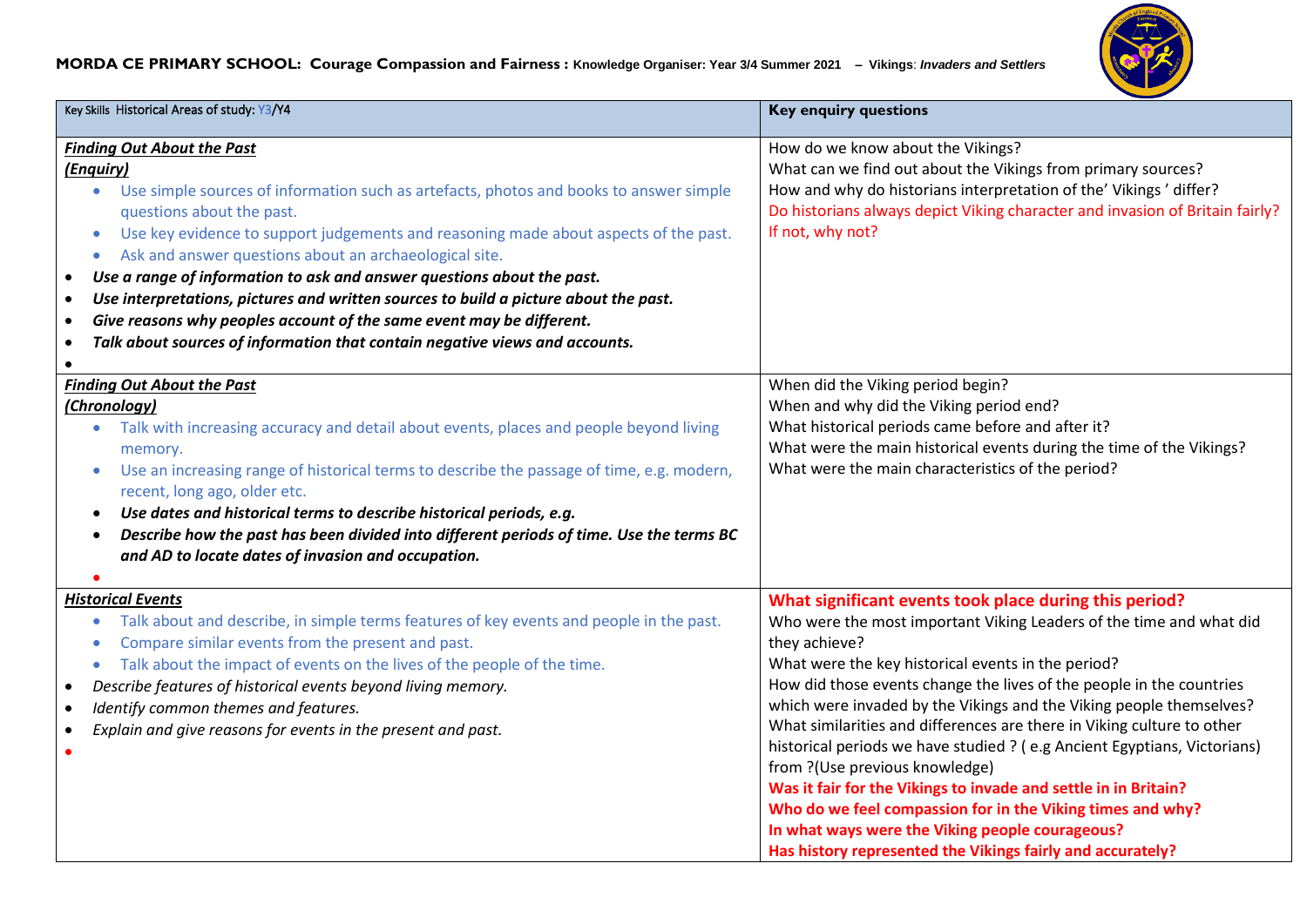**MORDA CE PRIMARY SCHOOL: Courage Compassion and Fairness : Knowledge Organiser: Year 3/4 Summer 2021 – Vikings: *Invaders and Settlers***

| Key Skills Historical Areas of study: Y3/Y4 | Key enquiry questions |
|---|---|
| ***Finding Out About the Past*** <br> ***(Enquiry)*** <br> • Use simple sources of information such as artefacts, photos and books to answer simple questions about the past. <br> • Use key evidence to support judgements and reasoning made about aspects of the past. <br> • Ask and answer questions about an archaeological site. <br> • ***Use a range of information to ask and answer questions about the past.*** <br> • ***Use interpretations, pictures and written sources to build a picture about the past.*** <br> • ***Give reasons why peoples account of the same event may be different.*** <br> • ***Talk about sources of information that contain negative views and accounts.*** <br> • | How do we know about the Vikings? <br> What can we find out about the Vikings from primary sources? <br> How and why do historians interpretation of the' Vikings ' differ? <br> Do historians always depict Viking character and invasion of Britain fairly? If not, why not? |
| ***Finding Out About the Past*** <br> ***(Chronology)*** <br> • Talk with increasing accuracy and detail about events, places and people beyond living memory. <br> • Use an increasing range of historical terms to describe the passage of time, e.g. modern, recent, long ago, older etc. <br> • ***Use dates and historical terms to describe historical periods, e.g.*** <br> • ***Describe how the past has been divided into different periods of time. Use the terms BC and AD to locate dates of invasion and occupation.*** <br> • | When did the Viking period begin? <br> When and why did the Viking period end? <br> What historical periods came before and after it? <br> What were the main historical events during the time of the Vikings? <br> What were the main characteristics of the period? |
| ***Historical Events*** <br> • Talk about and describe, in simple terms features of key events and people in the past. <br> • Compare similar events from the present and past. <br> • Talk about the impact of events on the lives of the people of the time. <br> • *Describe features of historical events beyond living memory.* <br> • *Identify common themes and features.* <br> • *Explain and give reasons for events in the present and past.* <br> • | **What significant events took place during this period?** <br> Who were the most important Viking Leaders of the time and what did they achieve? <br> What were the key historical events in the period? <br> How did those events change the lives of the people in the countries which were invaded by the Vikings and the Viking people themselves? <br> What similarities and differences are there in Viking culture to other historical periods we have studied ? ( e.g Ancient Egyptians, Victorians) from ?(Use previous knowledge) <br> **Was it fair for the Vikings to invade and settle in in Britain?** <br> **Who do we feel compassion for in the Viking times and why?** <br> **In what ways were the Viking people courageous?** <br> **Has history represented the Vikings fairly and accurately?** |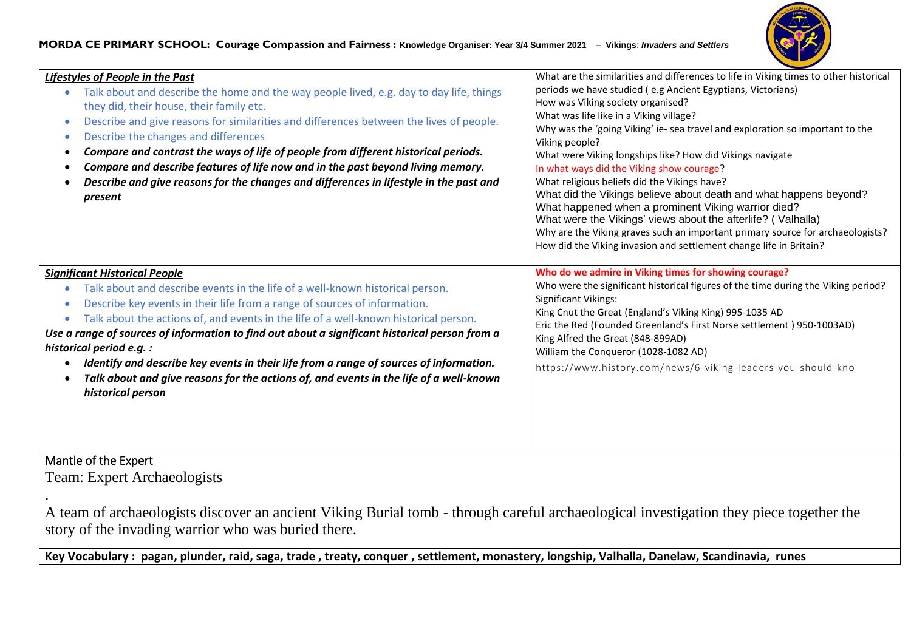**MORDA CE PRIMARY SCHOOL: Courage Compassion and Fairness : Knowledge Organiser: Year 3/4 Summer 2021 – Vikings: *Invaders and Settlers***

| | |
|---|---|
| ***Lifestyles of People in the Past*** <br> • Talk about and describe the home and the way people lived, e.g. day to day life, things they did, their house, their family etc. <br> • Describe and give reasons for similarities and differences between the lives of people. <br> • Describe the changes and differences <br> • ***Compare and contrast the ways of life of people from different historical periods.*** <br> • ***Compare and describe features of life now and in the past beyond living memory.*** <br> • ***Describe and give reasons for the changes and differences in lifestyle in the past and present*** | What are the similarities and differences to life in Viking times to other historical periods we have studied ( e.g Ancient Egyptians, Victorians) <br> How was Viking society organised? <br> What was life like in a Viking village? <br> Why was the 'going Viking' ie- sea travel and exploration so important to the Viking people? <br> What were Viking longships like? How did Vikings navigate <br> In what ways did the Viking show courage? <br> What religious beliefs did the Vikings have? <br> What did the Vikings believe about death and what happens beyond? <br> What happened when a prominent Viking warrior died? <br> What were the Vikings' views about the afterlife? ( Valhalla) <br> Why are the Viking graves such an important primary source for archaeologists? <br> How did the Viking invasion and settlement change life in Britain? |
| ***Significant Historical People*** <br> • Talk about and describe events in the life of a well-known historical person. <br> • Describe key events in their life from a range of sources of information. <br> • Talk about the actions of, and events in the life of a well-known historical person. <br> ***Use a range of sources of information to find out about a significant historical person from a historical period e.g. :*** <br> • ***Identify and describe key events in their life from a range of sources of information.*** <br> • ***Talk about and give reasons for the actions of, and events in the life of a well-known historical person*** | **Who do we admire in Viking times for showing courage?** <br> Who were the significant historical figures of the time during the Viking period? <br> Significant Vikings: <br> King Cnut the Great (England's Viking King) 995-1035 AD <br> Eric the Red (Founded Greenland's First Norse settlement ) 950-1003AD) <br> King Alfred the Great (848-899AD) <br> William the Conqueror (1028-1082 AD) <br> https://www.history.com/news/6-viking-leaders-you-should-kno |

Mantle of the Expert

Team: Expert Archaeologists

.

A team of archaeologists discover an ancient Viking Burial tomb - through careful archaeological investigation they piece together the story of the invading warrior who was buried there.

**Key Vocabulary : pagan, plunder, raid, saga, trade , treaty, conquer , settlement, monastery, longship, Valhalla, Danelaw, Scandinavia, runes**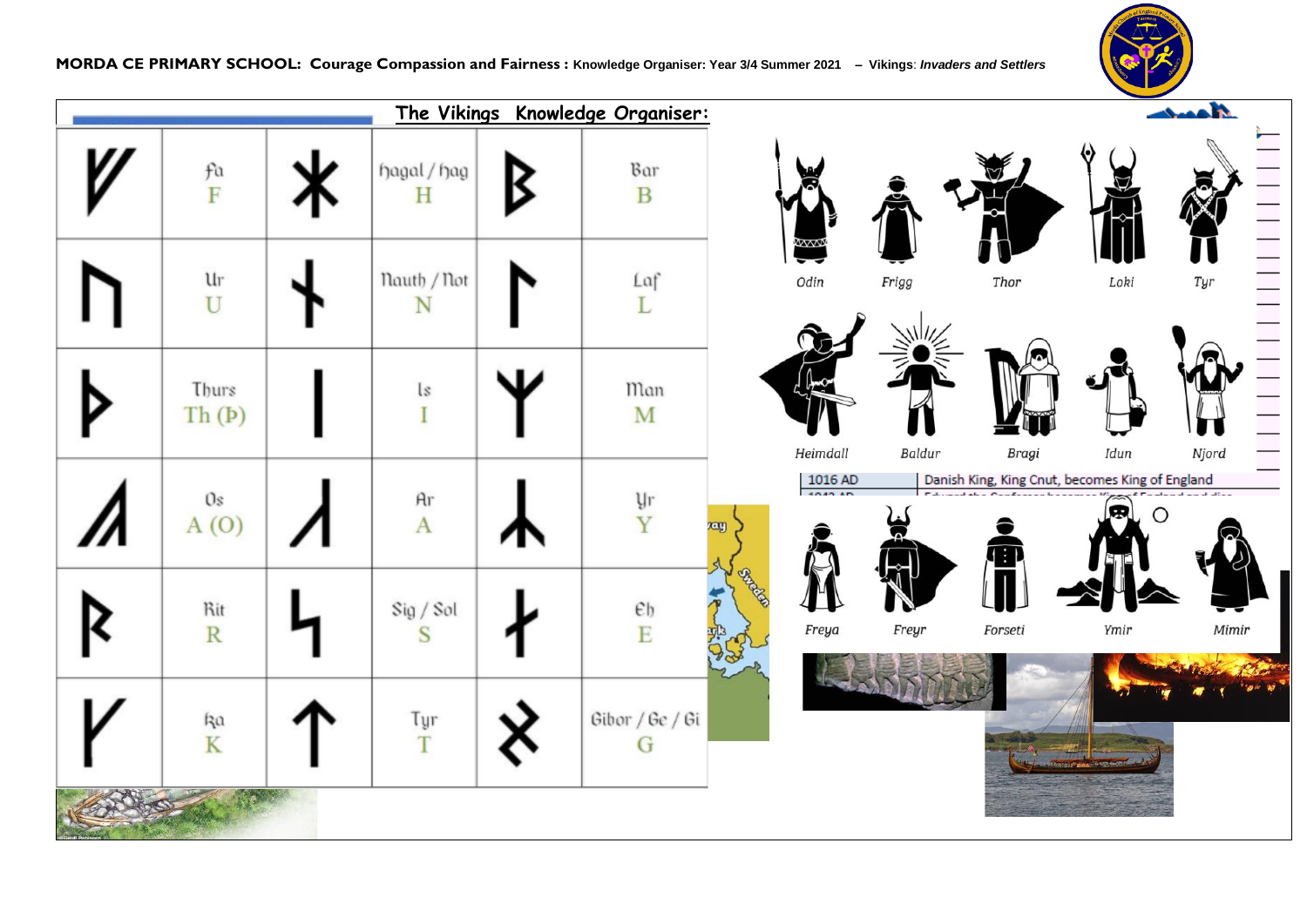**MORDA CE PRIMARY SCHOOL: Courage Compassion and Fairness : Knowledge Organiser: Year 3/4 Summer 2021 – Vikings: *Invaders and Settlers***

## The Vikings Knowledge Organiser:

| | | | | | |
|---|---|---|---|---|---|
| ᚠ | Fa F | ᚼ | Hagal / Hag H | ᛒ | Bar B |
| ᚢ | Ur U | ᚾ | Nauth / Not N | ᛚ | Laf L |
| ᚦ | Thurs Th (Þ) | ᛁ | Is I | ᛘ | Man M |
| ᚬ | Os A (O) | ᛅ | Ar A | ᛦ | Yr Y |
| ᚱ | Rit R | ᛋ | Sig / Sol S | ᛂ | Eh E |
| ᚴ | Ka K | ᛏ | Tyr T | ᚷ | Gibor / Ge / Gi G |

Odin, Frigg, Thor, Loki, Tyr

Heimdall, Baldur, Bragi, Idun, Njord

| | |
|---|---|
| 1016 AD | Danish King, King Cnut, becomes King of England |

Freya, Freyr, Forseti, Ymir, Mimir